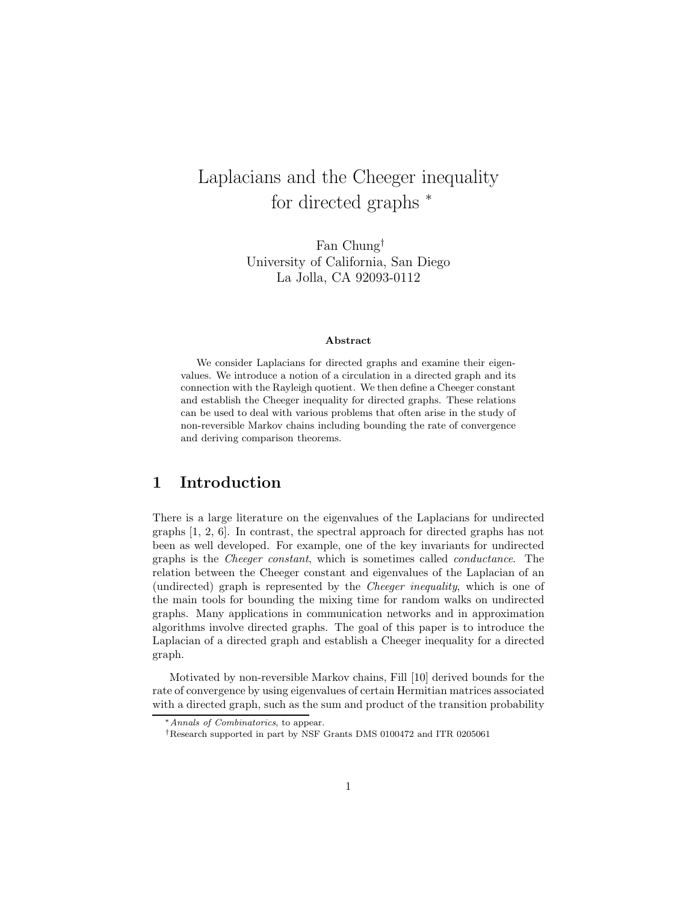# Laplacians and the Cheeger inequality for directed graphs *

Fan Chung†
University of California, San Diego
La Jolla, CA 92093-0112

**Abstract**

We consider Laplacians for directed graphs and examine their eigenvalues. We introduce a notion of a circulation in a directed graph and its connection with the Rayleigh quotient. We then define a Cheeger constant and establish the Cheeger inequality for directed graphs. These relations can be used to deal with various problems that often arise in the study of non-reversible Markov chains including bounding the rate of convergence and deriving comparison theorems.

## 1 Introduction

There is a large literature on the eigenvalues of the Laplacians for undirected graphs [1, 2, 6]. In contrast, the spectral approach for directed graphs has not been as well developed. For example, one of the key invariants for undirected graphs is the *Cheeger constant*, which is sometimes called *conductance*. The relation between the Cheeger constant and eigenvalues of the Laplacian of an (undirected) graph is represented by the *Cheeger inequality*, which is one of the main tools for bounding the mixing time for random walks on undirected graphs. Many applications in communication networks and in approximation algorithms involve directed graphs. The goal of this paper is to introduce the Laplacian of a directed graph and establish a Cheeger inequality for a directed graph.

Motivated by non-reversible Markov chains, Fill [10] derived bounds for the rate of convergence by using eigenvalues of certain Hermitian matrices associated with a directed graph, such as the sum and product of the transition probability

---

\* *Annals of Combinatorics*, to appear.

†Research supported in part by NSF Grants DMS 0100472 and ITR 0205061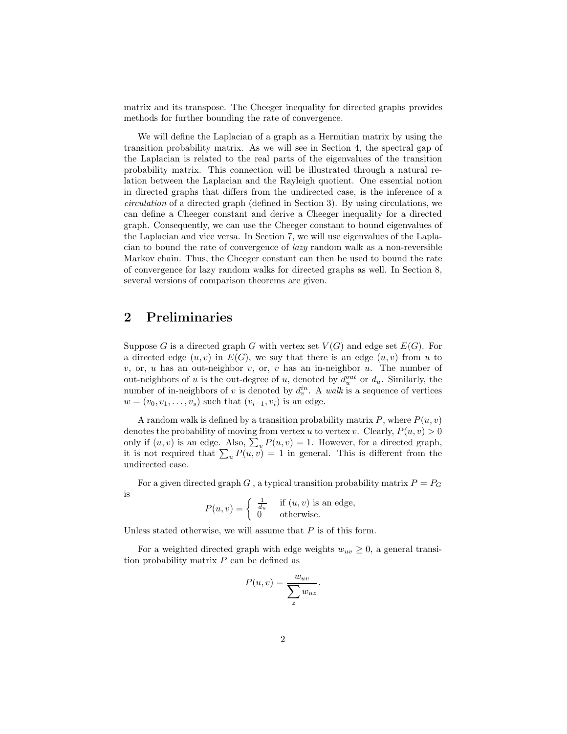matrix and its transpose. The Cheeger inequality for directed graphs provides methods for further bounding the rate of convergence.

We will define the Laplacian of a graph as a Hermitian matrix by using the transition probability matrix. As we will see in Section 4, the spectral gap of the Laplacian is related to the real parts of the eigenvalues of the transition probability matrix. This connection will be illustrated through a natural relation between the Laplacian and the Rayleigh quotient. One essential notion in directed graphs that differs from the undirected case, is the inference of a *circulation* of a directed graph (defined in Section 3). By using circulations, we can define a Cheeger constant and derive a Cheeger inequality for a directed graph. Consequently, we can use the Cheeger constant to bound eigenvalues of the Laplacian and vice versa. In Section 7, we will use eigenvalues of the Laplacian to bound the rate of convergence of *lazy* random walk as a non-reversible Markov chain. Thus, the Cheeger constant can then be used to bound the rate of convergence for lazy random walks for directed graphs as well. In Section 8, several versions of comparison theorems are given.

## 2 Preliminaries

Suppose $G$ is a directed graph $G$ with vertex set $V(G)$ and edge set $E(G)$. For a directed edge $(u,v)$ in $E(G)$, we say that there is an edge $(u,v)$ from $u$ to $v$, or, $u$ has an out-neighbor $v$, or, $v$ has an in-neighbor $u$. The number of out-neighbors of $u$ is the out-degree of $u$, denoted by $d_u^{out}$ or $d_u$. Similarly, the number of in-neighbors of $v$ is denoted by $d_v^{in}$. A *walk* is a sequence of vertices $w = (v_0, v_1, \ldots, v_s)$ such that $(v_{i-1}, v_i)$ is an edge.

A random walk is defined by a transition probability matrix $P$, where $P(u,v)$ denotes the probability of moving from vertex $u$ to vertex $v$. Clearly, $P(u,v) > 0$ only if $(u,v)$ is an edge. Also, $\sum_v P(u,v) = 1$. However, for a directed graph, it is not required that $\sum_u P(u,v) = 1$ in general. This is different from the undirected case.

For a given directed graph $G$ , a typical transition probability matrix $P = P_G$ is

$$P(u,v) = \begin{cases} \frac{1}{d_u} & \text{if } (u,v) \text{ is an edge,} \\ 0 & \text{otherwise.} \end{cases}$$

Unless stated otherwise, we will assume that $P$ is of this form.

For a weighted directed graph with edge weights $w_{uv} \geq 0$, a general transition probability matrix $P$ can be defined as

$$P(u,v) = \frac{w_{uv}}{\sum\limits_{z} w_{uz}}.$$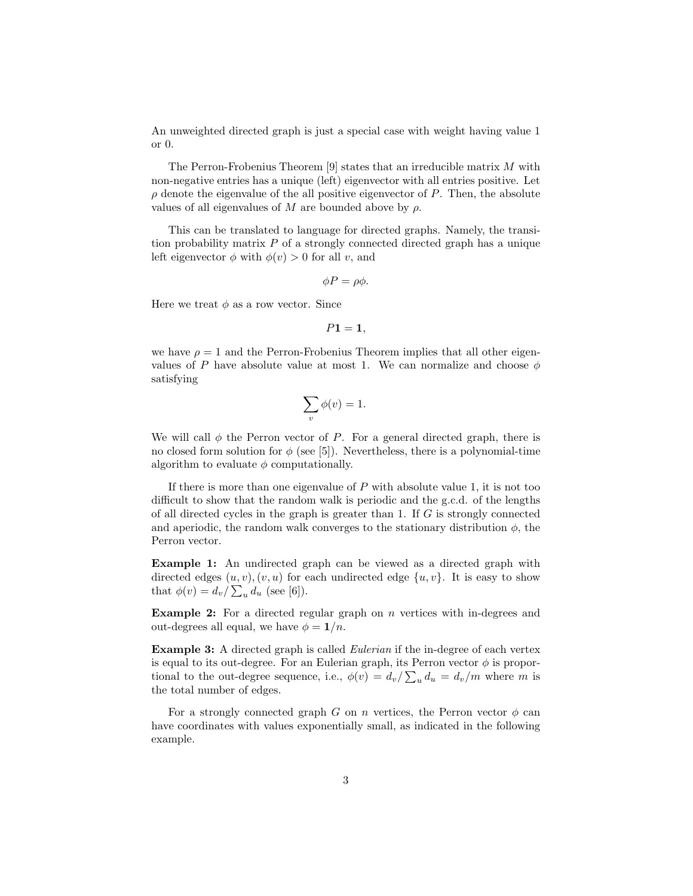An unweighted directed graph is just a special case with weight having value 1 or 0.

The Perron-Frobenius Theorem [9] states that an irreducible matrix $M$ with non-negative entries has a unique (left) eigenvector with all entries positive. Let $\rho$ denote the eigenvalue of the all positive eigenvector of $P$. Then, the absolute values of all eigenvalues of $M$ are bounded above by $\rho$.

This can be translated to language for directed graphs. Namely, the transition probability matrix $P$ of a strongly connected directed graph has a unique left eigenvector $\phi$ with $\phi(v) > 0$ for all $v$, and

$$\phi P = \rho \phi.$$

Here we treat $\phi$ as a row vector. Since

$$P\mathbf{1} = \mathbf{1},$$

we have $\rho = 1$ and the Perron-Frobenius Theorem implies that all other eigenvalues of $P$ have absolute value at most 1. We can normalize and choose $\phi$ satisfying

$$\sum_v \phi(v) = 1.$$

We will call $\phi$ the Perron vector of $P$. For a general directed graph, there is no closed form solution for $\phi$ (see [5]). Nevertheless, there is a polynomial-time algorithm to evaluate $\phi$ computationally.

If there is more than one eigenvalue of $P$ with absolute value 1, it is not too difficult to show that the random walk is periodic and the g.c.d. of the lengths of all directed cycles in the graph is greater than 1. If $G$ is strongly connected and aperiodic, the random walk converges to the stationary distribution $\phi$, the Perron vector.

**Example 1:** An undirected graph can be viewed as a directed graph with directed edges $(u, v), (v, u)$ for each undirected edge $\{u, v\}$. It is easy to show that $\phi(v) = d_v / \sum_u d_u$ (see [6]).

**Example 2:** For a directed regular graph on $n$ vertices with in-degrees and out-degrees all equal, we have $\phi = \mathbf{1}/n$.

**Example 3:** A directed graph is called *Eulerian* if the in-degree of each vertex is equal to its out-degree. For an Eulerian graph, its Perron vector $\phi$ is proportional to the out-degree sequence, i.e., $\phi(v) = d_v / \sum_u d_u = d_v/m$ where $m$ is the total number of edges.

For a strongly connected graph $G$ on $n$ vertices, the Perron vector $\phi$ can have coordinates with values exponentially small, as indicated in the following example.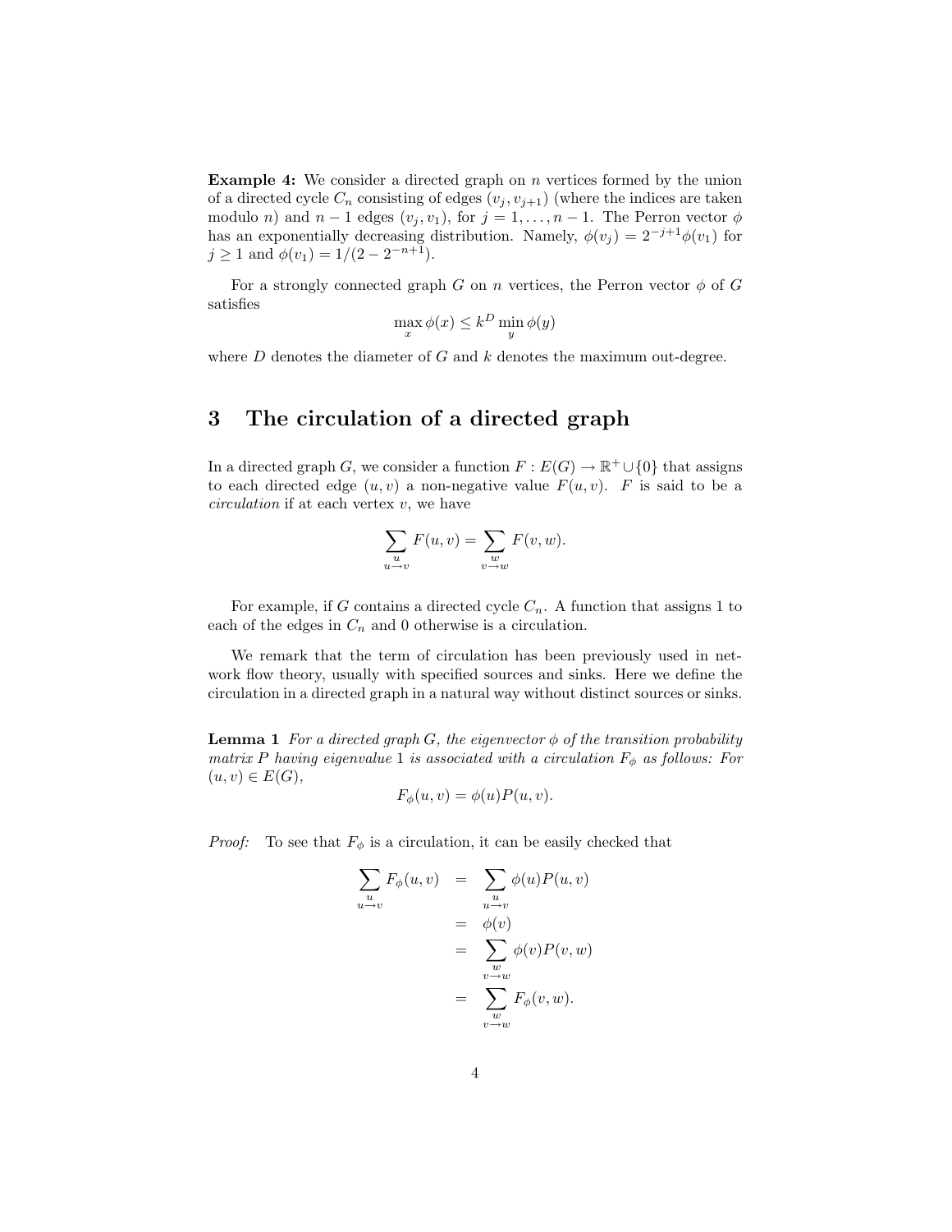**Example 4:** We consider a directed graph on $n$ vertices formed by the union of a directed cycle $C_n$ consisting of edges $(v_j, v_{j+1})$ (where the indices are taken modulo $n$) and $n-1$ edges $(v_j, v_1)$, for $j = 1, \ldots, n-1$. The Perron vector $\phi$ has an exponentially decreasing distribution. Namely, $\phi(v_j) = 2^{-j+1}\phi(v_1)$ for $j \geq 1$ and $\phi(v_1) = 1/(2 - 2^{-n+1})$.

For a strongly connected graph $G$ on $n$ vertices, the Perron vector $\phi$ of $G$ satisfies

$$\max_x \phi(x) \leq k^D \min_y \phi(y)$$

where $D$ denotes the diameter of $G$ and $k$ denotes the maximum out-degree.

# 3 The circulation of a directed graph

In a directed graph $G$, we consider a function $F : E(G) \to \mathbb{R}^+ \cup \{0\}$ that assigns to each directed edge $(u, v)$ a non-negative value $F(u, v)$. $F$ is said to be a *circulation* if at each vertex $v$, we have

$$\sum_{\substack{u \\ u \to v}} F(u, v) = \sum_{\substack{w \\ v \to w}} F(v, w).$$

For example, if $G$ contains a directed cycle $C_n$. A function that assigns 1 to each of the edges in $C_n$ and 0 otherwise is a circulation.

We remark that the term of circulation has been previously used in network flow theory, usually with specified sources and sinks. Here we define the circulation in a directed graph in a natural way without distinct sources or sinks.

**Lemma 1** *For a directed graph $G$, the eigenvector $\phi$ of the transition probability matrix $P$ having eigenvalue 1 is associated with a circulation $F_\phi$ as follows: For $(u, v) \in E(G)$,*

$$F_\phi(u, v) = \phi(u)P(u, v).$$

*Proof:* To see that $F_\phi$ is a circulation, it can be easily checked that

$$\begin{aligned}
\sum_{\substack{u \\ u \to v}} F_\phi(u, v) &= \sum_{\substack{u \\ u \to v}} \phi(u)P(u, v) \\
&= \phi(v) \\
&= \sum_{\substack{w \\ v \to w}} \phi(v)P(v, w) \\
&= \sum_{\substack{w \\ v \to w}} F_\phi(v, w).
\end{aligned}$$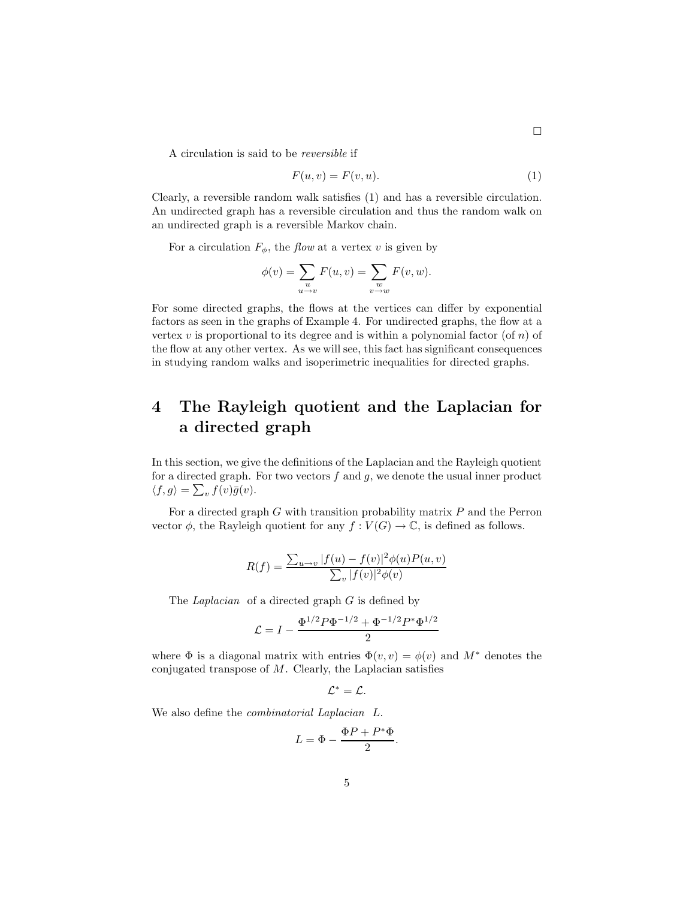□

A circulation is said to be *reversible* if

$$F(u,v) = F(v,u). \tag{1}$$

Clearly, a reversible random walk satisfies (1) and has a reversible circulation. An undirected graph has a reversible circulation and thus the random walk on an undirected graph is a reversible Markov chain.

For a circulation $F_\phi$, the *flow* at a vertex $v$ is given by

$$\phi(v) = \sum_{\substack{u \\ u \to v}} F(u,v) = \sum_{\substack{w \\ v \to w}} F(v,w).$$

For some directed graphs, the flows at the vertices can differ by exponential factors as seen in the graphs of Example 4. For undirected graphs, the flow at a vertex $v$ is proportional to its degree and is within a polynomial factor (of $n$) of the flow at any other vertex. As we will see, this fact has significant consequences in studying random walks and isoperimetric inequalities for directed graphs.

# 4 The Rayleigh quotient and the Laplacian for a directed graph

In this section, we give the definitions of the Laplacian and the Rayleigh quotient for a directed graph. For two vectors $f$ and $g$, we denote the usual inner product $\langle f, g\rangle = \sum_v f(v)\bar{g}(v)$.

For a directed graph $G$ with transition probability matrix $P$ and the Perron vector $\phi$, the Rayleigh quotient for any $f : V(G) \to \mathbb{C}$, is defined as follows.

$$R(f) = \frac{\sum_{u \to v} |f(u) - f(v)|^2 \phi(u) P(u,v)}{\sum_v |f(v)|^2 \phi(v)}$$

The *Laplacian* of a directed graph $G$ is defined by

$$\mathcal{L} = I - \frac{\Phi^{1/2} P \Phi^{-1/2} + \Phi^{-1/2} P^* \Phi^{1/2}}{2}$$

where $\Phi$ is a diagonal matrix with entries $\Phi(v,v) = \phi(v)$ and $M^*$ denotes the conjugated transpose of $M$. Clearly, the Laplacian satisfies

$$\mathcal{L}^* = \mathcal{L}.$$

We also define the *combinatorial Laplacian* $L$.

$$L = \Phi - \frac{\Phi P + P^* \Phi}{2}.$$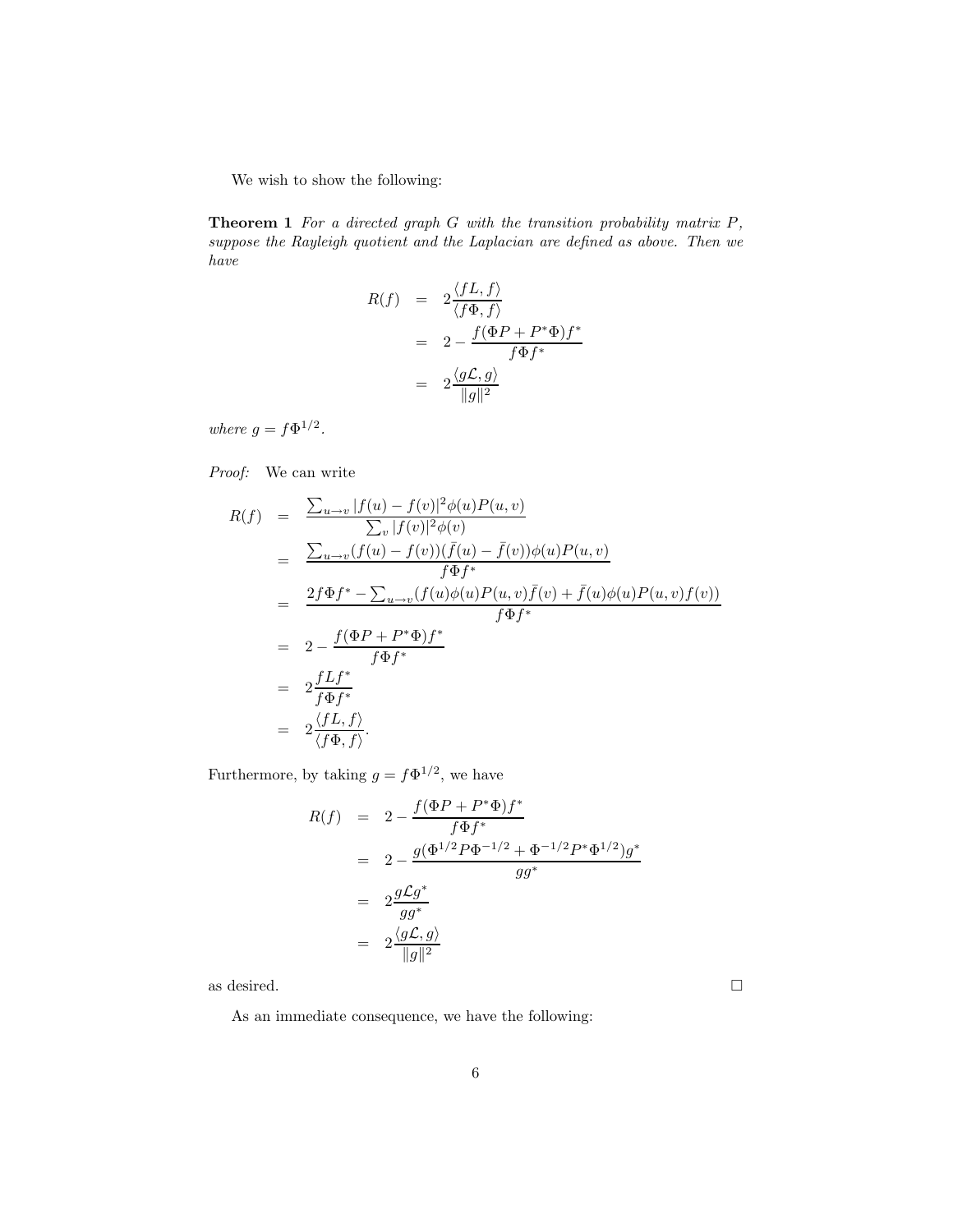We wish to show the following:

**Theorem 1** *For a directed graph $G$ with the transition probability matrix $P$, suppose the Rayleigh quotient and the Laplacian are defined as above. Then we have*

$$
\begin{aligned}
R(f) &= 2\frac{\langle fL, f\rangle}{\langle f\Phi, f\rangle} \\
&= 2 - \frac{f(\Phi P + P^*\Phi)f^*}{f\Phi f^*} \\
&= 2\frac{\langle g\mathcal{L}, g\rangle}{\|g\|^2}
\end{aligned}
$$

*where $g = f\Phi^{1/2}$.*

*Proof:* We can write

$$
\begin{aligned}
R(f) &= \frac{\sum_{u\to v}|f(u)-f(v)|^2\phi(u)P(u,v)}{\sum_v |f(v)|^2\phi(v)} \\
&= \frac{\sum_{u\to v}(f(u)-f(v))(\bar{f}(u)-\bar{f}(v))\phi(u)P(u,v)}{f\Phi f^*} \\
&= \frac{2f\Phi f^* - \sum_{u\to v}(f(u)\phi(u)P(u,v)\bar{f}(v) + \bar{f}(u)\phi(u)P(u,v)f(v))}{f\Phi f^*} \\
&= 2 - \frac{f(\Phi P + P^*\Phi)f^*}{f\Phi f^*} \\
&= 2\frac{fLf^*}{f\Phi f^*} \\
&= 2\frac{\langle fL, f\rangle}{\langle f\Phi, f\rangle}.
\end{aligned}
$$

Furthermore, by taking $g = f\Phi^{1/2}$, we have

$$
\begin{aligned}
R(f) &= 2 - \frac{f(\Phi P + P^*\Phi)f^*}{f\Phi f^*} \\
&= 2 - \frac{g(\Phi^{1/2}P\Phi^{-1/2} + \Phi^{-1/2}P^*\Phi^{1/2})g^*}{gg^*} \\
&= 2\frac{g\mathcal{L}g^*}{gg^*} \\
&= 2\frac{\langle g\mathcal{L}, g\rangle}{\|g\|^2}
\end{aligned}
$$

as desired. □

As an immediate consequence, we have the following: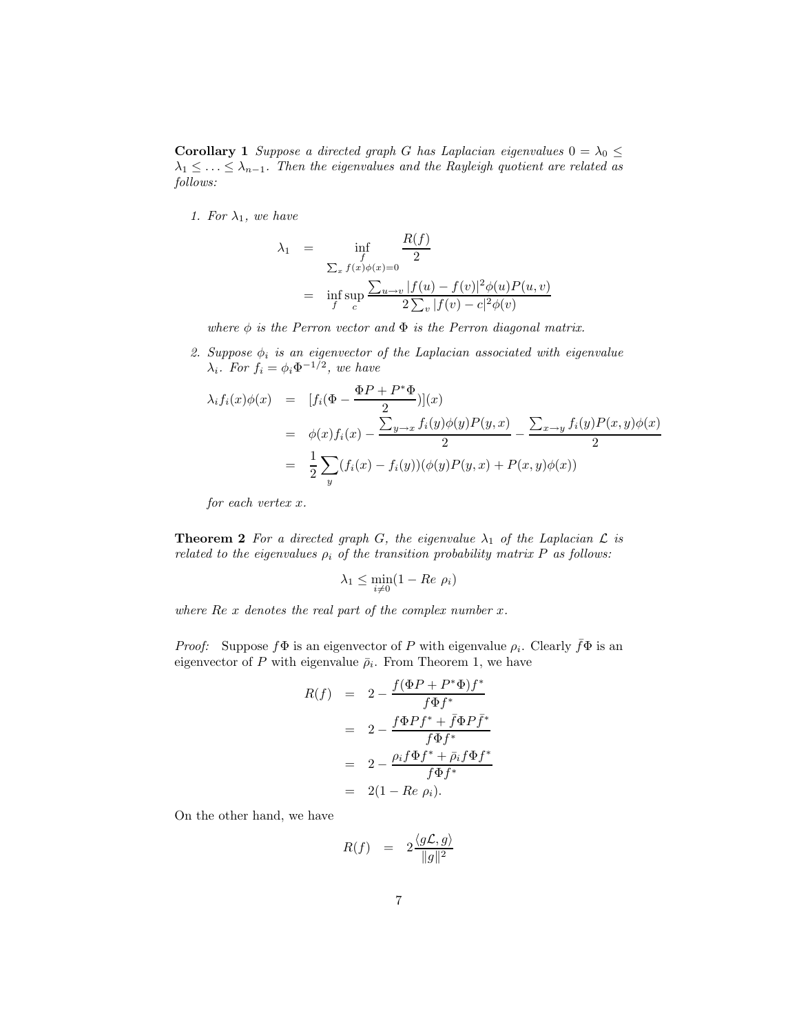**Corollary 1** *Suppose a directed graph $G$ has Laplacian eigenvalues $0 = \lambda_0 \leq \lambda_1 \leq \ldots \leq \lambda_{n-1}$. Then the eigenvalues and the Rayleigh quotient are related as follows:*

1. *For $\lambda_1$, we have*

$$
\begin{aligned}
\lambda_1 &= \inf_{\substack{f \\ \sum_x f(x)\phi(x)=0}} \frac{R(f)}{2} \\
&= \inf_f \sup_c \frac{\sum_{u \to v} |f(u) - f(v)|^2 \phi(u) P(u,v)}{2 \sum_v |f(v) - c|^2 \phi(v)}
\end{aligned}
$$

   *where $\phi$ is the Perron vector and $\Phi$ is the Perron diagonal matrix.*

2. *Suppose $\phi_i$ is an eigenvector of the Laplacian associated with eigenvalue $\lambda_i$. For $f_i = \phi_i \Phi^{-1/2}$, we have*

$$
\begin{aligned}
\lambda_i f_i(x) \phi(x) &= [f_i(\Phi - \frac{\Phi P + P^* \Phi}{2})](x) \\
&= \phi(x) f_i(x) - \frac{\sum_{y \to x} f_i(y) \phi(y) P(y,x)}{2} - \frac{\sum_{x \to y} f_i(y) P(x,y) \phi(x)}{2} \\
&= \frac{1}{2} \sum_y (f_i(x) - f_i(y))(\phi(y) P(y,x) + P(x,y)\phi(x))
\end{aligned}
$$

   *for each vertex $x$.*

**Theorem 2** *For a directed graph $G$, the eigenvalue $\lambda_1$ of the Laplacian $\mathcal{L}$ is related to the eigenvalues $\rho_i$ of the transition probability matrix $P$ as follows:*

$$
\lambda_1 \leq \min_{i \neq 0} (1 - Re\ \rho_i)
$$

*where $Re\ x$ denotes the real part of the complex number $x$.*

*Proof:* Suppose $f\Phi$ is an eigenvector of $P$ with eigenvalue $\rho_i$. Clearly $\bar{f}\Phi$ is an eigenvector of $P$ with eigenvalue $\bar{\rho}_i$. From Theorem 1, we have

$$
\begin{aligned}
R(f) &= 2 - \frac{f(\Phi P + P^* \Phi) f^*}{f \Phi f^*} \\
&= 2 - \frac{f \Phi P f^* + \bar{f} \Phi P \bar{f}^*}{f \Phi f^*} \\
&= 2 - \frac{\rho_i f \Phi f^* + \bar{\rho}_i f \Phi f^*}{f \Phi f^*} \\
&= 2(1 - Re\ \rho_i).
\end{aligned}
$$

On the other hand, we have

$$
R(f) = 2 \frac{\langle g \mathcal{L}, g \rangle}{\|g\|^2}
$$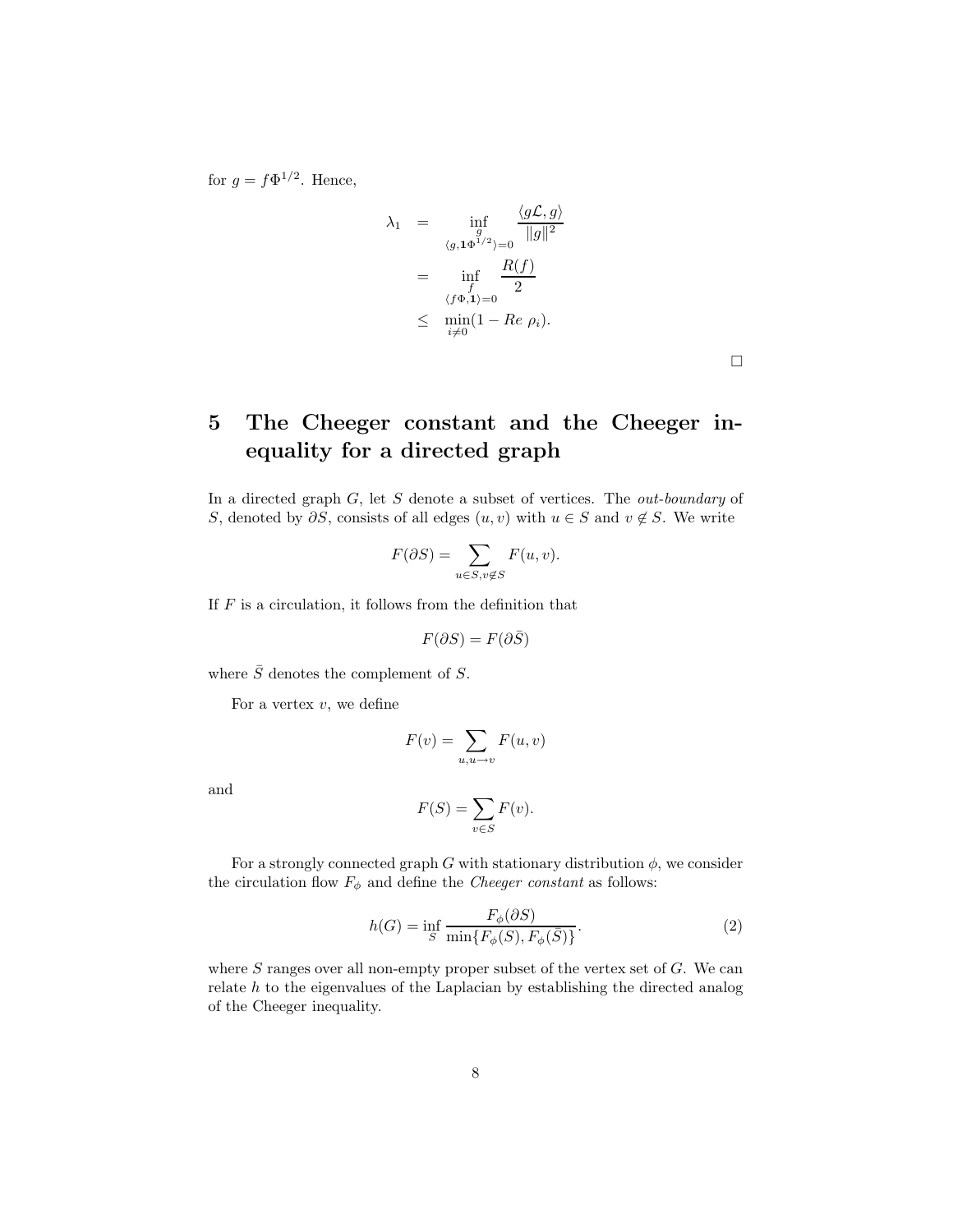for $g = f\Phi^{1/2}$. Hence,

$$
\begin{aligned}
\lambda_1 &= \inf_{\substack{g \\ \langle g, \mathbf{1}\Phi^{1/2}\rangle = 0}} \frac{\langle g\mathcal{L}, g\rangle}{\|g\|^2} \\
&= \inf_{\substack{f \\ \langle f\Phi, \mathbf{1}\rangle = 0}} \frac{R(f)}{2} \\
&\leq \min_{i \neq 0}(1 - Re\ \rho_i).
\end{aligned}
$$

□

# 5 The Cheeger constant and the Cheeger inequality for a directed graph

In a directed graph $G$, let $S$ denote a subset of vertices. The *out-boundary* of $S$, denoted by $\partial S$, consists of all edges $(u, v)$ with $u \in S$ and $v \notin S$. We write

$$F(\partial S) = \sum_{u \in S, v \notin S} F(u, v).$$

If $F$ is a circulation, it follows from the definition that

$$F(\partial S) = F(\partial \bar{S})$$

where $\bar{S}$ denotes the complement of $S$.

For a vertex $v$, we define

$$F(v) = \sum_{u, u \to v} F(u, v)$$

and

$$F(S) = \sum_{v \in S} F(v).$$

For a strongly connected graph $G$ with stationary distribution $\phi$, we consider the circulation flow $F_\phi$ and define the *Cheeger constant* as follows:

$$h(G) = \inf_S \frac{F_\phi(\partial S)}{\min\{F_\phi(S), F_\phi(\bar{S})\}}. \tag{2}$$

where $S$ ranges over all non-empty proper subset of the vertex set of $G$. We can relate $h$ to the eigenvalues of the Laplacian by establishing the directed analog of the Cheeger inequality.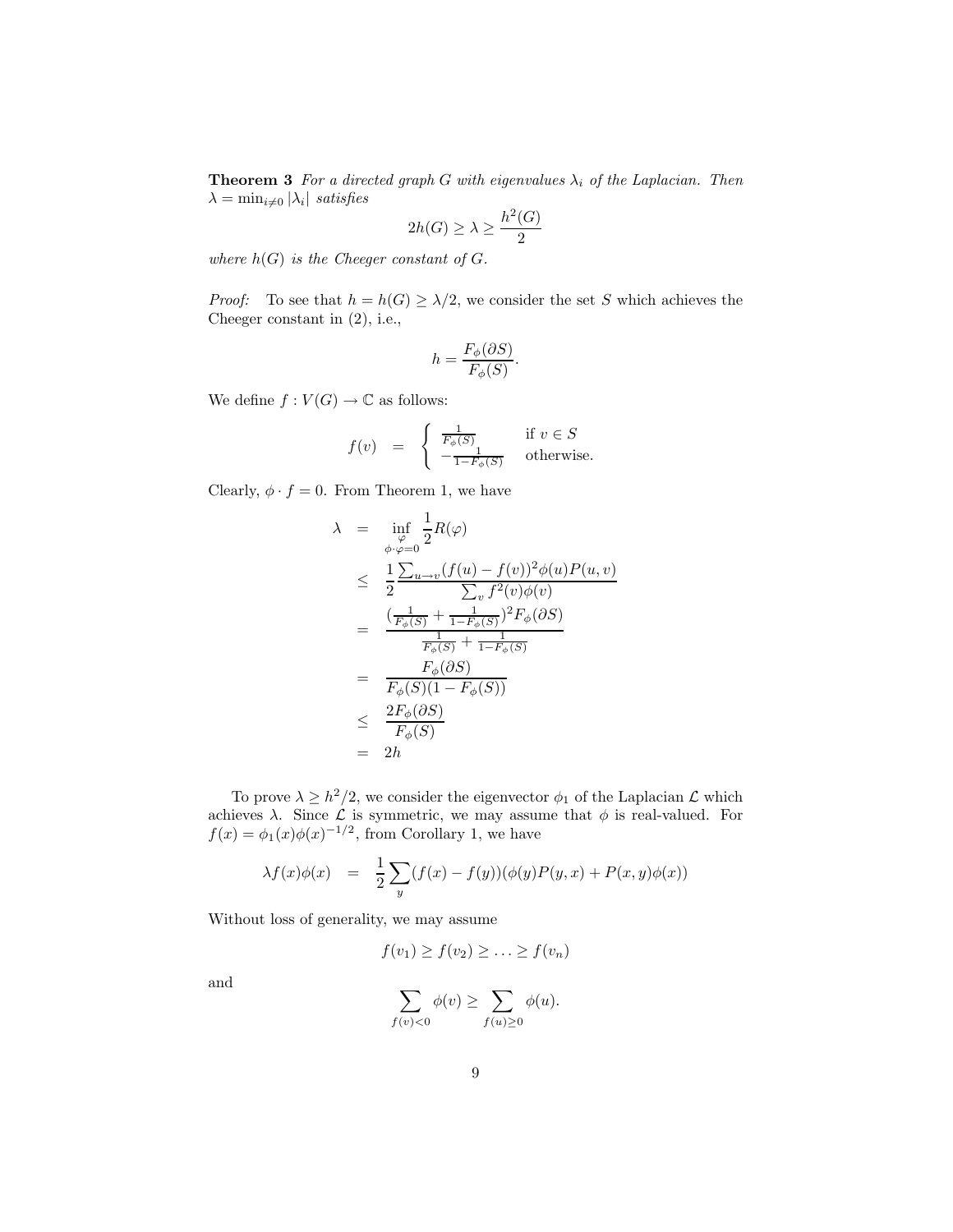**Theorem 3** *For a directed graph $G$ with eigenvalues $\lambda_i$ of the Laplacian. Then $\lambda = \min_{i \neq 0} |\lambda_i|$ satisfies*

$$2h(G) \geq \lambda \geq \frac{h^2(G)}{2}$$

*where $h(G)$ is the Cheeger constant of $G$.*

*Proof:* To see that $h = h(G) \geq \lambda/2$, we consider the set $S$ which achieves the Cheeger constant in (2), i.e.,

$$h = \frac{F_\phi(\partial S)}{F_\phi(S)}.$$

We define $f : V(G) \to \mathbb{C}$ as follows:

$$f(v) \quad = \quad \begin{cases} \frac{1}{F_\phi(S)} & \text{if } v \in S \\ -\frac{1}{1-F_\phi(S)} & \text{otherwise.} \end{cases}$$

Clearly, $\phi \cdot f = 0$. From Theorem 1, we have

$$\begin{aligned}
\lambda &= \inf_{\substack{\varphi \\ \phi \cdot \varphi = 0}} \frac{1}{2} R(\varphi) \\
&\leq \frac{1}{2} \frac{\sum_{u \to v} (f(u) - f(v))^2 \phi(u) P(u,v)}{\sum_v f^2(v) \phi(v)} \\
&= \frac{(\frac{1}{F_\phi(S)} + \frac{1}{1-F_\phi(S)})^2 F_\phi(\partial S)}{\frac{1}{F_\phi(S)} + \frac{1}{1-F_\phi(S)}} \\
&= \frac{F_\phi(\partial S)}{F_\phi(S)(1 - F_\phi(S))} \\
&\leq \frac{2F_\phi(\partial S)}{F_\phi(S)} \\
&= 2h
\end{aligned}$$

To prove $\lambda \geq h^2/2$, we consider the eigenvector $\phi_1$ of the Laplacian $\mathcal{L}$ which achieves $\lambda$. Since $\mathcal{L}$ is symmetric, we may assume that $\phi$ is real-valued. For $f(x) = \phi_1(x)\phi(x)^{-1/2}$, from Corollary 1, we have

$$\lambda f(x) \phi(x) \quad = \quad \frac{1}{2} \sum_y (f(x) - f(y))(\phi(y) P(y,x) + P(x,y)\phi(x))$$

Without loss of generality, we may assume

$$f(v_1) \geq f(v_2) \geq \ldots \geq f(v_n)$$

and

$$\sum_{f(v)<0} \phi(v) \geq \sum_{f(u) \geq 0} \phi(u).$$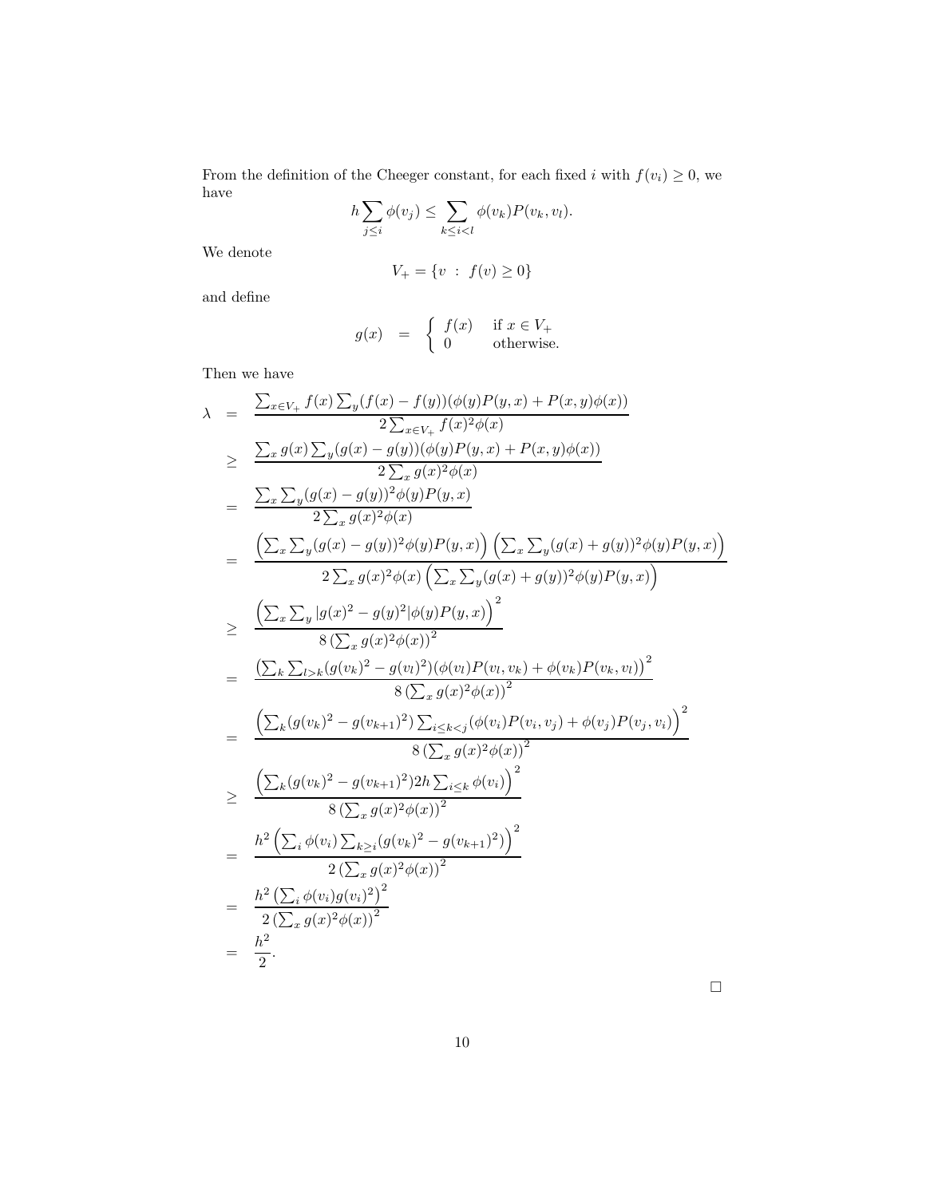From the definition of the Cheeger constant, for each fixed $i$ with $f(v_i) \geq 0$, we have

$$h \sum_{j \leq i} \phi(v_j) \leq \sum_{k \leq i < l} \phi(v_k) P(v_k, v_l).$$

We denote

$$V_+ = \{v \ : \ f(v) \geq 0\}$$

and define

$$g(x) \quad = \quad \begin{cases} f(x) & \text{if } x \in V_+ \\ 0 & \text{otherwise.} \end{cases}$$

Then we have

$$
\begin{aligned}
\lambda \quad &= \quad \frac{\sum_{x \in V_+} f(x) \sum_y (f(x) - f(y))(\phi(y)P(y,x) + P(x,y)\phi(x))}{2 \sum_{x \in V_+} f(x)^2 \phi(x)} \\
&\geq \quad \frac{\sum_x g(x) \sum_y (g(x) - g(y))(\phi(y)P(y,x) + P(x,y)\phi(x))}{2 \sum_x g(x)^2 \phi(x)} \\
&= \quad \frac{\sum_x \sum_y (g(x) - g(y))^2 \phi(y) P(y,x)}{2 \sum_x g(x)^2 \phi(x)} \\
&= \quad \frac{\left(\sum_x \sum_y (g(x) - g(y))^2 \phi(y) P(y,x)\right)\left(\sum_x \sum_y (g(x) + g(y))^2 \phi(y) P(y,x)\right)}{2 \sum_x g(x)^2 \phi(x) \left(\sum_x \sum_y (g(x) + g(y))^2 \phi(y) P(y,x)\right)} \\
&\geq \quad \frac{\left(\sum_x \sum_y |g(x)^2 - g(y)^2| \phi(y) P(y,x)\right)^2}{8 \left(\sum_x g(x)^2 \phi(x)\right)^2} \\
&= \quad \frac{\left(\sum_k \sum_{l > k} (g(v_k)^2 - g(v_l)^2)(\phi(v_l)P(v_l, v_k) + \phi(v_k)P(v_k, v_l)\right)^2}{8 \left(\sum_x g(x)^2 \phi(x)\right)^2} \\
&= \quad \frac{\left(\sum_k (g(v_k)^2 - g(v_{k+1})^2) \sum_{i \leq k < j} (\phi(v_i)P(v_i, v_j) + \phi(v_j)P(v_j, v_i)\right)^2}{8 \left(\sum_x g(x)^2 \phi(x)\right)^2} \\
&\geq \quad \frac{\left(\sum_k (g(v_k)^2 - g(v_{k+1})^2) 2h \sum_{i \leq k} \phi(v_i)\right)^2}{8 \left(\sum_x g(x)^2 \phi(x)\right)^2} \\
&= \quad \frac{h^2 \left(\sum_i \phi(v_i) \sum_{k \geq i} (g(v_k)^2 - g(v_{k+1})^2)\right)^2}{2 \left(\sum_x g(x)^2 \phi(x)\right)^2} \\
&= \quad \frac{h^2 \left(\sum_i \phi(v_i) g(v_i)^2\right)^2}{2 \left(\sum_x g(x)^2 \phi(x)\right)^2} \\
&= \quad \frac{h^2}{2}.
\end{aligned}
$$

□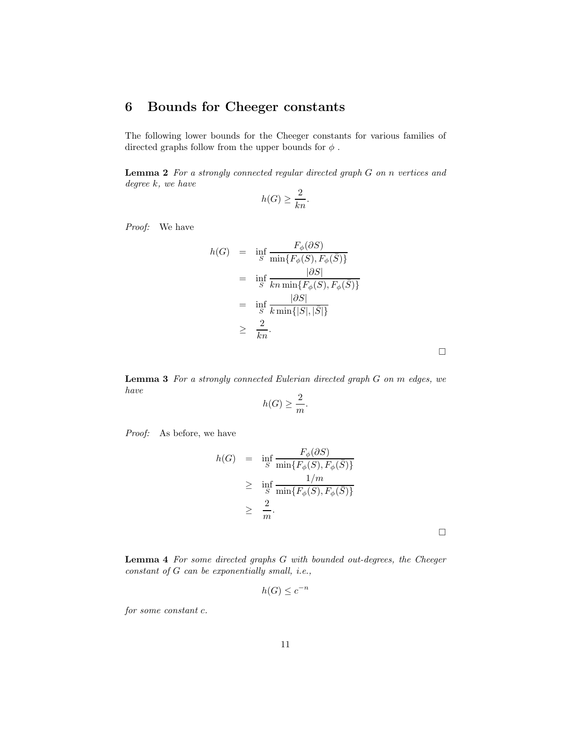## 6 Bounds for Cheeger constants

The following lower bounds for the Cheeger constants for various families of directed graphs follow from the upper bounds for $\phi$ .

**Lemma 2** *For a strongly connected regular directed graph $G$ on $n$ vertices and degree $k$, we have*

$$h(G) \geq \frac{2}{kn}.$$

*Proof:* We have

$$\begin{aligned} h(G) &= \inf_S \frac{F_\phi(\partial S)}{\min\{F_\phi(S), F_\phi(\bar{S})\}} \\ &= \inf_S \frac{|\partial S|}{kn \min\{F_\phi(S), F_\phi(\bar{S})\}} \\ &= \inf_S \frac{|\partial S|}{k \min\{|S|, |\bar{S}|\}} \\ &\geq \frac{2}{kn}. \end{aligned}$$

□

**Lemma 3** *For a strongly connected Eulerian directed graph $G$ on $m$ edges, we have*

$$h(G) \geq \frac{2}{m}.$$

*Proof:* As before, we have

$$\begin{aligned} h(G) &= \inf_S \frac{F_\phi(\partial S)}{\min\{F_\phi(S), F_\phi(\bar{S})\}} \\ &\geq \inf_S \frac{1/m}{\min\{F_\phi(S), F_\phi(\bar{S})\}} \\ &\geq \frac{2}{m}. \end{aligned}$$

□

**Lemma 4** *For some directed graphs $G$ with bounded out-degrees, the Cheeger constant of $G$ can be exponentially small, i.e.,*

$$h(G) \leq c^{-n}$$

*for some constant $c$.*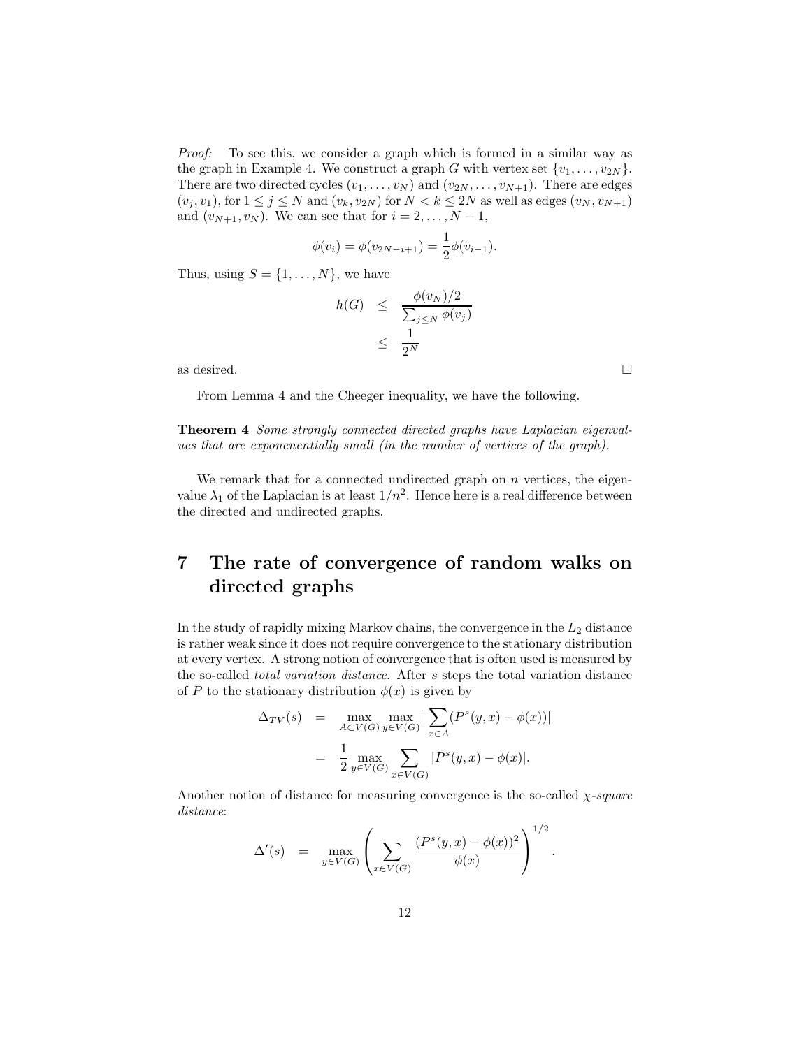*Proof:* To see this, we consider a graph which is formed in a similar way as the graph in Example 4. We construct a graph $G$ with vertex set $\{v_1, \ldots, v_{2N}\}$. There are two directed cycles $(v_1, \ldots, v_N)$ and $(v_{2N}, \ldots, v_{N+1})$. There are edges $(v_j, v_1)$, for $1 \leq j \leq N$ and $(v_k, v_{2N})$ for $N < k \leq 2N$ as well as edges $(v_N, v_{N+1})$ and $(v_{N+1}, v_N)$. We can see that for $i = 2, \ldots, N-1$,

$$\phi(v_i) = \phi(v_{2N-i+1}) = \frac{1}{2}\phi(v_{i-1}).$$

Thus, using $S = \{1, \ldots, N\}$, we have

$$\begin{aligned} h(G) &\leq \frac{\phi(v_N)/2}{\sum_{j \leq N} \phi(v_j)} \\ &\leq \frac{1}{2^N} \end{aligned}$$

as desired. □

From Lemma 4 and the Cheeger inequality, we have the following.

**Theorem 4** *Some strongly connected directed graphs have Laplacian eigenvalues that are exponenentially small (in the number of vertices of the graph).*

We remark that for a connected undirected graph on $n$ vertices, the eigenvalue $\lambda_1$ of the Laplacian is at least $1/n^2$. Hence here is a real difference between the directed and undirected graphs.

# 7 The rate of convergence of random walks on directed graphs

In the study of rapidly mixing Markov chains, the convergence in the $L_2$ distance is rather weak since it does not require convergence to the stationary distribution at every vertex. A strong notion of convergence that is often used is measured by the so-called *total variation distance*. After $s$ steps the total variation distance of $P$ to the stationary distribution $\phi(x)$ is given by

$$\begin{aligned} \Delta_{TV}(s) &= \max_{A \subset V(G)} \max_{y \in V(G)} \Big|\sum_{x \in A} (P^s(y,x) - \phi(x))\Big| \\ &= \frac{1}{2} \max_{y \in V(G)} \sum_{x \in V(G)} |P^s(y,x) - \phi(x)|. \end{aligned}$$

Another notion of distance for measuring convergence is the so-called $\chi$-*square distance*:

$$\Delta'(s) = \max_{y \in V(G)} \left( \sum_{x \in V(G)} \frac{(P^s(y,x) - \phi(x))^2}{\phi(x)} \right)^{1/2}.$$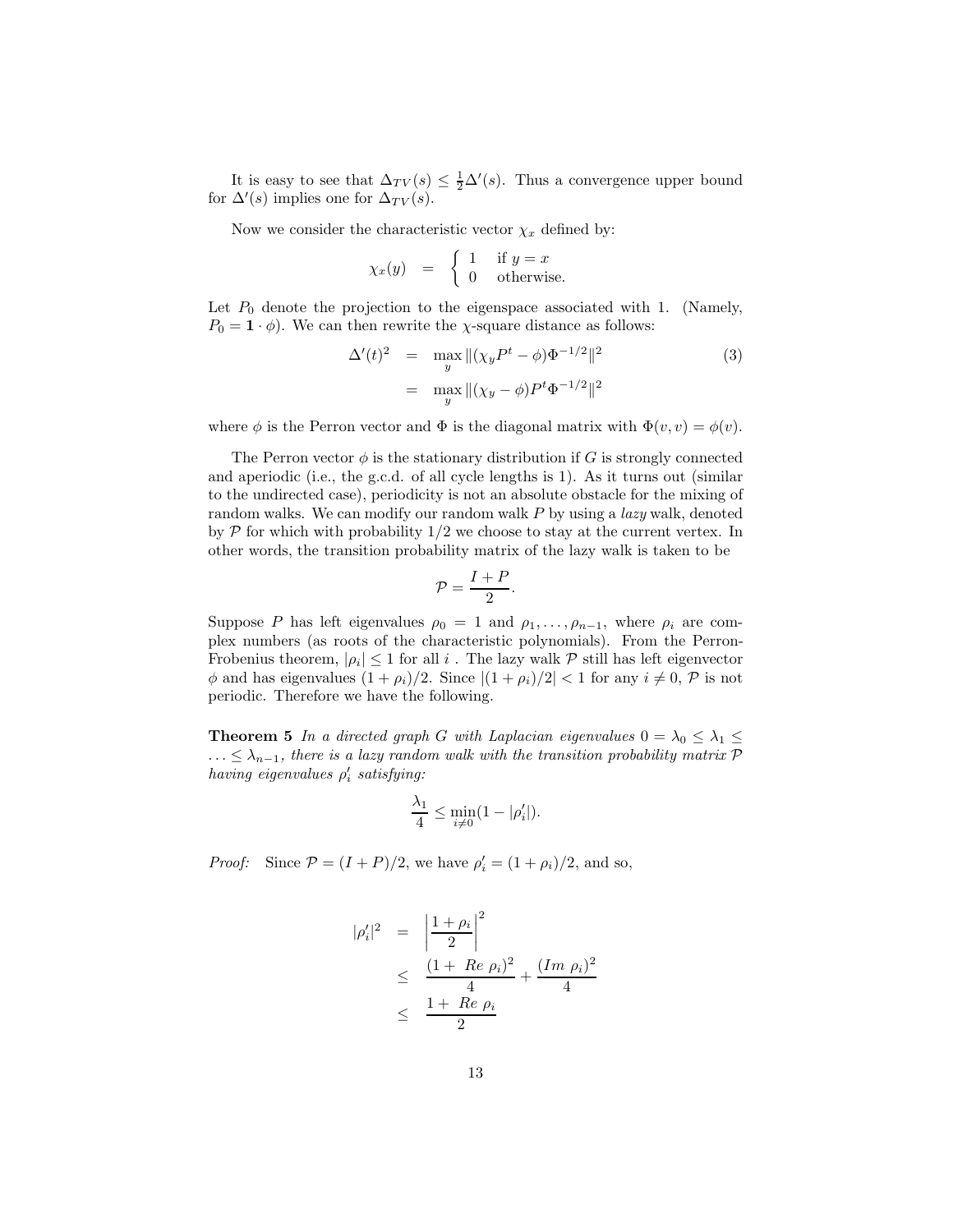It is easy to see that $\Delta_{TV}(s) \leq \frac{1}{2}\Delta'(s)$. Thus a convergence upper bound for $\Delta'(s)$ implies one for $\Delta_{TV}(s)$.

Now we consider the characteristic vector $\chi_x$ defined by:

$$\chi_x(y) \quad = \quad \begin{cases} 1 & \text{if } y = x \\ 0 & \text{otherwise.} \end{cases}$$

Let $P_0$ denote the projection to the eigenspace associated with 1. (Namely, $P_0 = \mathbf{1} \cdot \phi$). We can then rewrite the $\chi$-square distance as follows:

$$\begin{aligned} \Delta'(t)^2 &= \max_y \|(\chi_y P^t - \phi)\Phi^{-1/2}\|^2 \qquad (3) \\ &= \max_y \|(\chi_y - \phi)P^t \Phi^{-1/2}\|^2 \end{aligned}$$

where $\phi$ is the Perron vector and $\Phi$ is the diagonal matrix with $\Phi(v, v) = \phi(v)$.

The Perron vector $\phi$ is the stationary distribution if $G$ is strongly connected and aperiodic (i.e., the g.c.d. of all cycle lengths is 1). As it turns out (similar to the undirected case), periodicity is not an absolute obstacle for the mixing of random walks. We can modify our random walk $P$ by using a *lazy* walk, denoted by $\mathcal{P}$ for which with probability $1/2$ we choose to stay at the current vertex. In other words, the transition probability matrix of the lazy walk is taken to be

$$\mathcal{P} = \frac{I + P}{2}.$$

Suppose $P$ has left eigenvalues $\rho_0 = 1$ and $\rho_1, \ldots, \rho_{n-1}$, where $\rho_i$ are complex numbers (as roots of the characteristic polynomials). From the Perron-Frobenius theorem, $|\rho_i| \leq 1$ for all $i$ . The lazy walk $\mathcal{P}$ still has left eigenvector $\phi$ and has eigenvalues $(1 + \rho_i)/2$. Since $|(1 + \rho_i)/2| < 1$ for any $i \neq 0$, $\mathcal{P}$ is not periodic. Therefore we have the following.

**Theorem 5** *In a directed graph $G$ with Laplacian eigenvalues $0 = \lambda_0 \leq \lambda_1 \leq \ldots \leq \lambda_{n-1}$, there is a lazy random walk with the transition probability matrix $\mathcal{P}$ having eigenvalues $\rho'_i$ satisfying:*

$$\frac{\lambda_1}{4} \leq \min_{i \neq 0} (1 - |\rho'_i|).$$

*Proof:* Since $\mathcal{P} = (I + P)/2$, we have $\rho'_i = (1 + \rho_i)/2$, and so,

$$\begin{aligned} |\rho'_i|^2 &= \left|\frac{1 + \rho_i}{2}\right|^2 \\ &\leq \frac{(1 + \ Re\ \rho_i)^2}{4} + \frac{(Im\ \rho_i)^2}{4} \\ &\leq \frac{1 + \ Re\ \rho_i}{2} \end{aligned}$$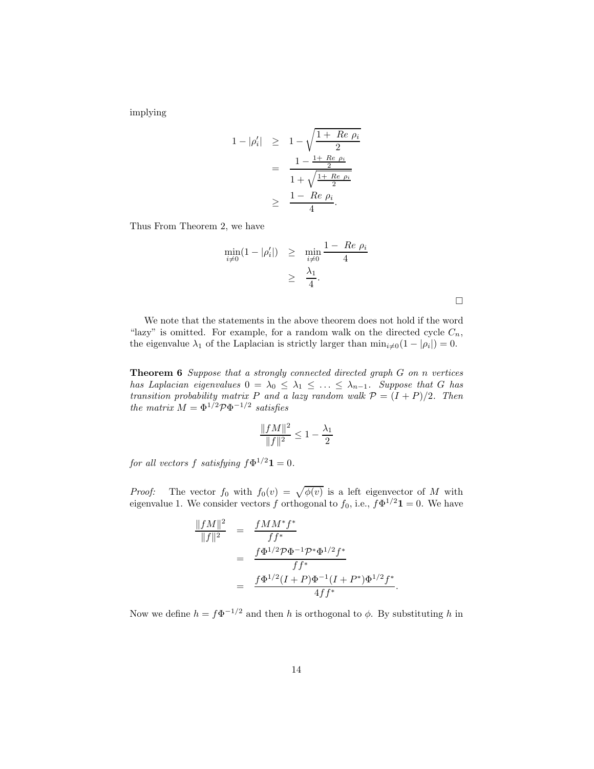implying

$$
\begin{aligned}
1 - |\rho_i'| &\geq 1 - \sqrt{\frac{1 + \text{ Re } \rho_i}{2}} \\
&= \frac{1 - \frac{1 + \text{ Re } \rho_i}{2}}{1 + \sqrt{\frac{1 + \text{ Re } \rho_i}{2}}} \\
&\geq \frac{1 - \text{ Re } \rho_i}{4}.
\end{aligned}
$$

Thus From Theorem 2, we have

$$
\begin{aligned}
\min_{i \neq 0}(1 - |\rho_i'|) &\geq \min_{i \neq 0} \frac{1 - \text{ Re } \rho_i}{4} \\
&\geq \frac{\lambda_1}{4}.
\end{aligned}
$$

□

We note that the statements in the above theorem does not hold if the word "lazy" is omitted. For example, for a random walk on the directed cycle $C_n$, the eigenvalue $\lambda_1$ of the Laplacian is strictly larger than $\min_{i \neq 0}(1 - |\rho_i|) = 0$.

**Theorem 6** *Suppose that a strongly connected directed graph $G$ on $n$ vertices has Laplacian eigenvalues $0 = \lambda_0 \leq \lambda_1 \leq \ldots \leq \lambda_{n-1}$. Suppose that $G$ has transition probability matrix $P$ and a lazy random walk $\mathcal{P} = (I + P)/2$. Then the matrix $M = \Phi^{1/2} \mathcal{P} \Phi^{-1/2}$ satisfies*

$$
\frac{\|fM\|^2}{\|f\|^2} \leq 1 - \frac{\lambda_1}{2}
$$

*for all vectors $f$ satisfying $f \Phi^{1/2} \mathbf{1} = 0$.*

*Proof:* The vector $f_0$ with $f_0(v) = \sqrt{\phi(v)}$ is a left eigenvector of $M$ with eigenvalue 1. We consider vectors $f$ orthogonal to $f_0$, i.e., $f \Phi^{1/2} \mathbf{1} = 0$. We have

$$
\begin{aligned}
\frac{\|fM\|^2}{\|f\|^2} &= \frac{fMM^*f^*}{ff^*} \\
&= \frac{f \Phi^{1/2} \mathcal{P} \Phi^{-1} \mathcal{P}^* \Phi^{1/2} f^*}{ff^*} \\
&= \frac{f \Phi^{1/2} (I + P) \Phi^{-1} (I + P^*) \Phi^{1/2} f^*}{4ff^*}.
\end{aligned}
$$

Now we define $h = f \Phi^{-1/2}$ and then $h$ is orthogonal to $\phi$. By substituting $h$ in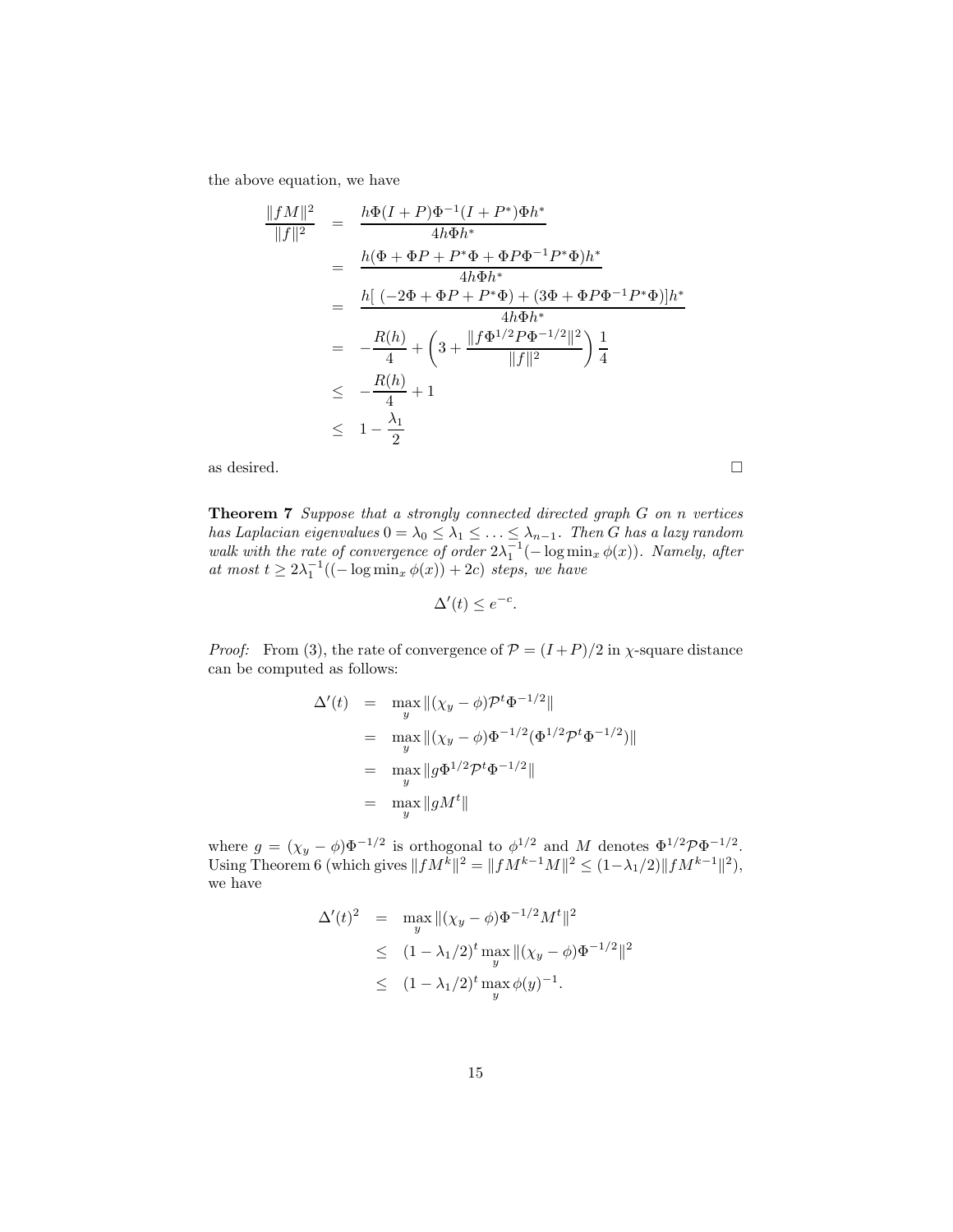the above equation, we have

$$
\begin{aligned}
\frac{\|fM\|^2}{\|f\|^2} &= \frac{h\Phi(I+P)\Phi^{-1}(I+P^*)\Phi h^*}{4h\Phi h^*} \\
&= \frac{h(\Phi + \Phi P + P^*\Phi + \Phi P \Phi^{-1} P^* \Phi)h^*}{4h\Phi h^*} \\
&= \frac{h[\,(-2\Phi + \Phi P + P^*\Phi) + (3\Phi + \Phi P \Phi^{-1} P^* \Phi)]h^*}{4h\Phi h^*} \\
&= -\frac{R(h)}{4} + \left(3 + \frac{\|f\Phi^{1/2}P\Phi^{-1/2}\|^2}{\|f\|^2}\right)\frac{1}{4} \\
&\leq -\frac{R(h)}{4} + 1 \\
&\leq 1 - \frac{\lambda_1}{2}
\end{aligned}
$$

as desired. $\square$

**Theorem 7** *Suppose that a strongly connected directed graph $G$ on $n$ vertices has Laplacian eigenvalues $0 = \lambda_0 \leq \lambda_1 \leq \ldots \leq \lambda_{n-1}$. Then $G$ has a lazy random walk with the rate of convergence of order $2\lambda_1^{-1}(-\log \min_x \phi(x))$. Namely, after at most $t \geq 2\lambda_1^{-1}((-\log \min_x \phi(x)) + 2c)$ steps, we have*

$$\Delta'(t) \leq e^{-c}.$$

*Proof:* From (3), the rate of convergence of $\mathcal{P} = (I+P)/2$ in $\chi$-square distance can be computed as follows:

$$
\begin{aligned}
\Delta'(t) &= \max_y \|(\chi_y - \phi)\mathcal{P}^t \Phi^{-1/2}\| \\
&= \max_y \|(\chi_y - \phi)\Phi^{-1/2}(\Phi^{1/2}\mathcal{P}^t\Phi^{-1/2})\| \\
&= \max_y \|g\Phi^{1/2}\mathcal{P}^t\Phi^{-1/2}\| \\
&= \max_y \|gM^t\|
\end{aligned}
$$

where $g = (\chi_y - \phi)\Phi^{-1/2}$ is orthogonal to $\phi^{1/2}$ and $M$ denotes $\Phi^{1/2}\mathcal{P}\Phi^{-1/2}$. Using Theorem 6 (which gives $\|fM^k\|^2 = \|fM^{k-1}M\|^2 \leq (1-\lambda_1/2)\|fM^{k-1}\|^2$), we have

$$
\begin{aligned}
\Delta'(t)^2 &= \max_y \|(\chi_y - \phi)\Phi^{-1/2}M^t\|^2 \\
&\leq (1-\lambda_1/2)^t \max_y \|(\chi_y - \phi)\Phi^{-1/2}\|^2 \\
&\leq (1-\lambda_1/2)^t \max_y \phi(y)^{-1}.
\end{aligned}
$$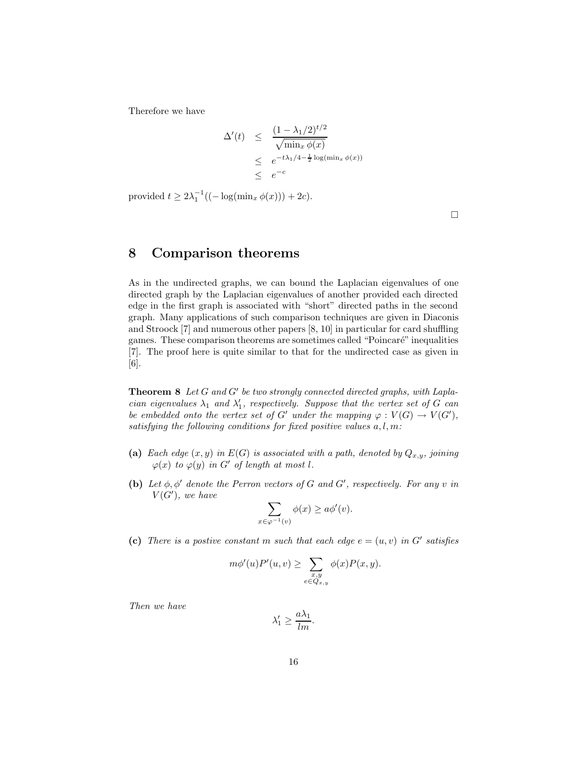Therefore we have

$$
\begin{aligned}
\Delta'(t) &\leq \frac{(1-\lambda_1/2)^{t/2}}{\sqrt{\min_x \phi(x)}} \\
&\leq e^{-t\lambda_1/4 - \frac{1}{2}\log(\min_x \phi(x))} \\
&\leq e^{-c}
\end{aligned}
$$

provided $t \geq 2\lambda_1^{-1}((-\log(\min_x \phi(x))) + 2c)$.

□

## 8 Comparison theorems

As in the undirected graphs, we can bound the Laplacian eigenvalues of one directed graph by the Laplacian eigenvalues of another provided each directed edge in the first graph is associated with "short" directed paths in the second graph. Many applications of such comparison techniques are given in Diaconis and Stroock [7] and numerous other papers [8, 10] in particular for card shuffling games. These comparison theorems are sometimes called "Poincaré" inequalities [7]. The proof here is quite similar to that for the undirected case as given in [6].

**Theorem 8** *Let $G$ and $G'$ be two strongly connected directed graphs, with Laplacian eigenvalues $\lambda_1$ and $\lambda'_1$, respectively. Suppose that the vertex set of $G$ can be embedded onto the vertex set of $G'$ under the mapping $\varphi : V(G) \to V(G')$, satisfying the following conditions for fixed positive values $a, l, m$:*

**(a)** *Each edge $(x, y)$ in $E(G)$ is associated with a path, denoted by $Q_{x,y}$, joining $\varphi(x)$ to $\varphi(y)$ in $G'$ of length at most $l$.*

**(b)** *Let $\phi, \phi'$ denote the Perron vectors of $G$ and $G'$, respectively. For any $v$ in $V(G')$, we have*

$$\sum_{x \in \varphi^{-1}(v)} \phi(x) \geq a\phi'(v).$$

**(c)** *There is a postive constant $m$ such that each edge $e = (u, v)$ in $G'$ satisfies*

$$m\phi'(u)P'(u, v) \geq \sum_{\substack{x,y \\ e \in Q_{x,y}}} \phi(x)P(x, y).$$

*Then we have*

$$\lambda'_1 \geq \frac{a\lambda_1}{lm}.$$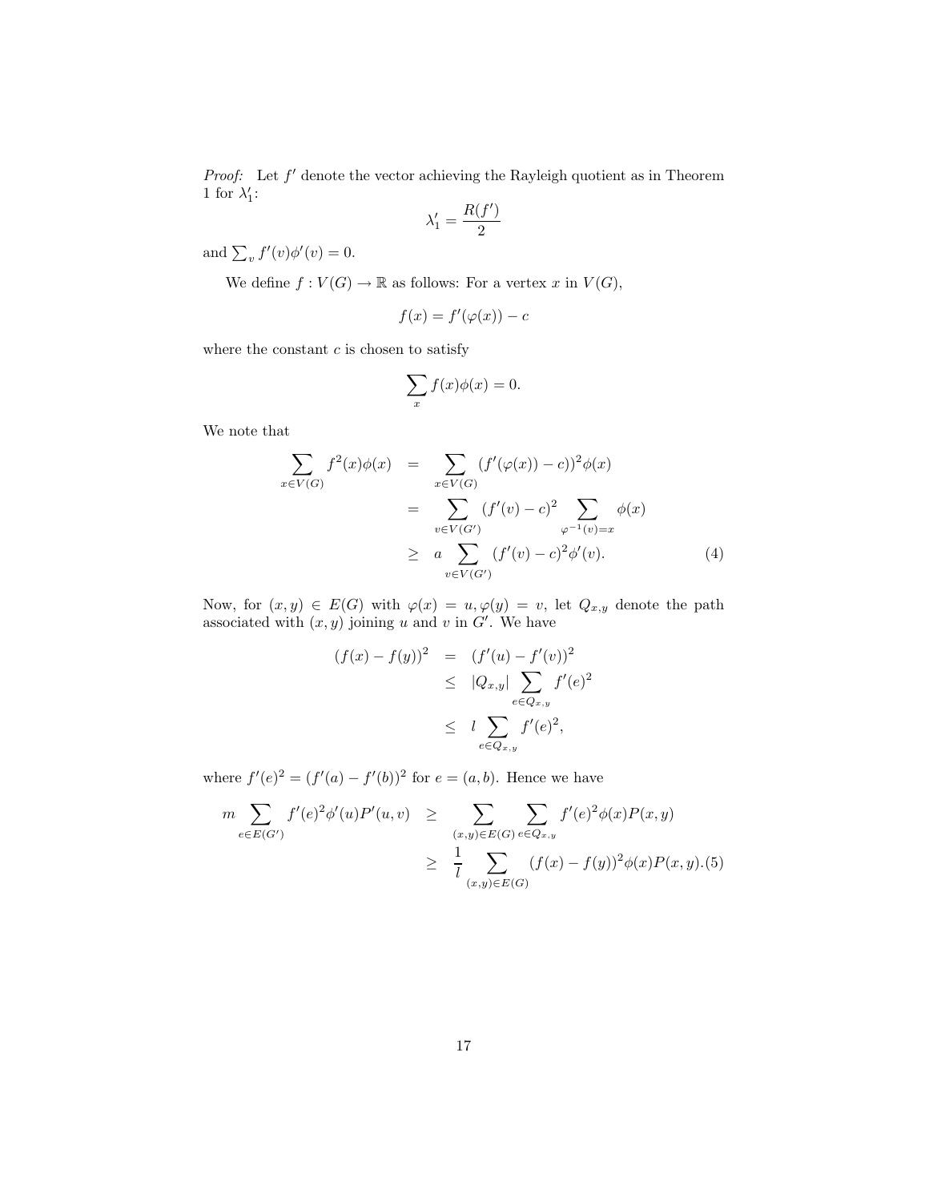*Proof:* Let $f'$ denote the vector achieving the Rayleigh quotient as in Theorem 1 for $\lambda_1'$:

$$\lambda_1' = \frac{R(f')}{2}$$

and $\sum_v f'(v)\phi'(v) = 0$.

We define $f : V(G) \to \mathbb{R}$ as follows: For a vertex $x$ in $V(G)$,

$$f(x) = f'(\varphi(x)) - c$$

where the constant $c$ is chosen to satisfy

$$\sum_x f(x)\phi(x) = 0.$$

We note that

$$\begin{aligned}
\sum_{x \in V(G)} f^2(x)\phi(x) &= \sum_{x \in V(G)} (f'(\varphi(x)) - c)^2 \phi(x) \\
&= \sum_{v \in V(G')} (f'(v) - c)^2 \sum_{\varphi^{-1}(v) = x} \phi(x) \\
&\geq a \sum_{v \in V(G')} (f'(v) - c)^2 \phi'(v). \qquad (4)
\end{aligned}$$

Now, for $(x, y) \in E(G)$ with $\varphi(x) = u, \varphi(y) = v$, let $Q_{x,y}$ denote the path associated with $(x, y)$ joining $u$ and $v$ in $G'$. We have

$$\begin{aligned}
(f(x) - f(y))^2 &= (f'(u) - f'(v))^2 \\
&\leq |Q_{x,y}| \sum_{e \in Q_{x,y}} f'(e)^2 \\
&\leq l \sum_{e \in Q_{x,y}} f'(e)^2,
\end{aligned}$$

where $f'(e)^2 = (f'(a) - f'(b))^2$ for $e = (a, b)$. Hence we have

$$\begin{aligned}
m \sum_{e \in E(G')} f'(e)^2 \phi'(u) P'(u, v) &\geq \sum_{(x,y) \in E(G)} \sum_{e \in Q_{x,y}} f'(e)^2 \phi(x) P(x, y) \\
&\geq \frac{1}{l} \sum_{(x,y) \in E(G)} (f(x) - f(y))^2 \phi(x) P(x, y). \qquad (5)
\end{aligned}$$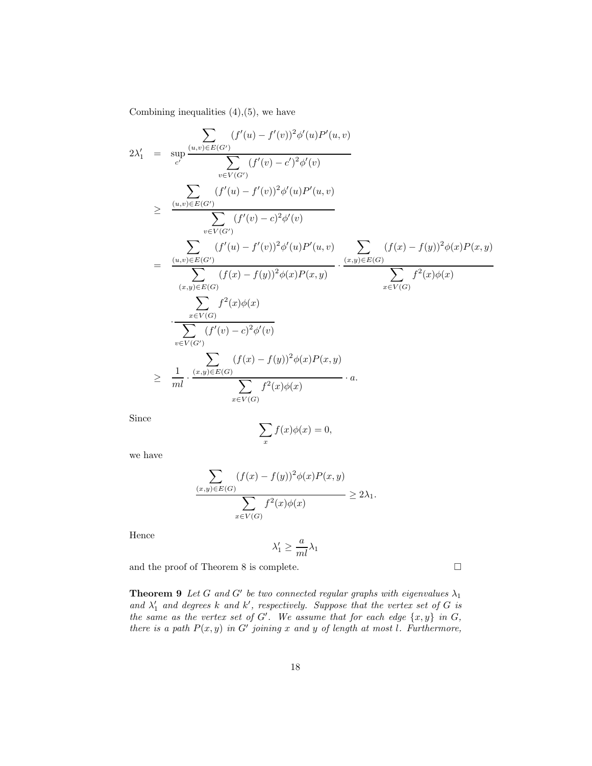Combining inequalities (4),(5), we have

$$
\begin{aligned}
2\lambda'_1 &= \sup_{c'} \frac{\displaystyle\sum_{(u,v)\in E(G')} (f'(u)-f'(v))^2 \phi'(u) P'(u,v)}{\displaystyle\sum_{v\in V(G')} (f'(v)-c')^2 \phi'(v)} \\
&\geq \frac{\displaystyle\sum_{(u,v)\in E(G')} (f'(u)-f'(v))^2 \phi'(u) P'(u,v)}{\displaystyle\sum_{v\in V(G')} (f'(v)-c)^2 \phi'(v)} \\
&= \frac{\displaystyle\sum_{(u,v)\in E(G')} (f'(u)-f'(v))^2 \phi'(u) P'(u,v)}{\displaystyle\sum_{(x,y)\in E(G)} (f(x)-f(y))^2 \phi(x) P(x,y)} \cdot \frac{\displaystyle\sum_{(x,y)\in E(G)} (f(x)-f(y))^2 \phi(x) P(x,y)}{\displaystyle\sum_{x\in V(G)} f^2(x)\phi(x)} \\
&\quad \cdot \frac{\displaystyle\sum_{x\in V(G)} f^2(x)\phi(x)}{\displaystyle\sum_{v\in V(G')} (f'(v)-c)^2 \phi'(v)} \\
&\geq \frac{1}{ml} \cdot \frac{\displaystyle\sum_{(x,y)\in E(G)} (f(x)-f(y))^2 \phi(x) P(x,y)}{\displaystyle\sum_{x\in V(G)} f^2(x)\phi(x)} \cdot a.
\end{aligned}
$$

Since

$$
\sum_x f(x)\phi(x) = 0,
$$

we have

$$
\frac{\displaystyle\sum_{(x,y)\in E(G)} (f(x)-f(y))^2 \phi(x) P(x,y)}{\displaystyle\sum_{x\in V(G)} f^2(x)\phi(x)} \geq 2\lambda_1.
$$

Hence

$$
\lambda'_1 \geq \frac{a}{ml}\lambda_1
$$

and the proof of Theorem 8 is complete. □

**Theorem 9** *Let $G$ and $G'$ be two connected regular graphs with eigenvalues $\lambda_1$ and $\lambda'_1$ and degrees $k$ and $k'$, respectively. Suppose that the vertex set of $G$ is the same as the vertex set of $G'$. We assume that for each edge $\{x, y\}$ in $G$, there is a path $P(x, y)$ in $G'$ joining $x$ and $y$ of length at most $l$. Furthermore,*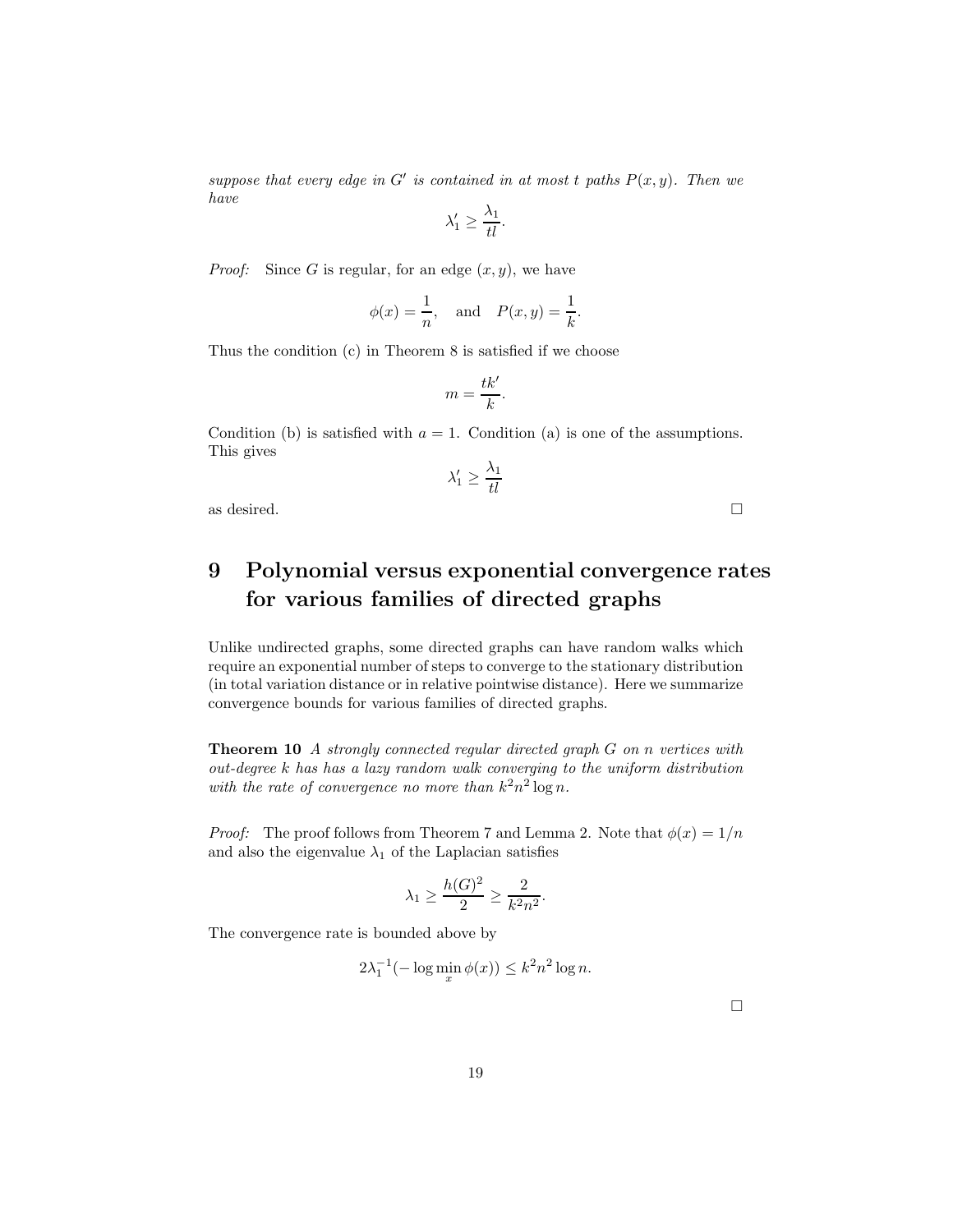*suppose that every edge in $G'$ is contained in at most $t$ paths $P(x, y)$. Then we have*

$$\lambda_1' \geq \frac{\lambda_1}{tl}.$$

*Proof:* Since $G$ is regular, for an edge $(x, y)$, we have

$$\phi(x) = \frac{1}{n}, \quad \text{and} \quad P(x, y) = \frac{1}{k}.$$

Thus the condition (c) in Theorem 8 is satisfied if we choose

$$m = \frac{tk'}{k}.$$

Condition (b) is satisfied with $a = 1$. Condition (a) is one of the assumptions. This gives

$$\lambda_1' \geq \frac{\lambda_1}{tl}$$

as desired. □

# 9 Polynomial versus exponential convergence rates for various families of directed graphs

Unlike undirected graphs, some directed graphs can have random walks which require an exponential number of steps to converge to the stationary distribution (in total variation distance or in relative pointwise distance). Here we summarize convergence bounds for various families of directed graphs.

**Theorem 10** *A strongly connected regular directed graph $G$ on $n$ vertices with out-degree $k$ has has a lazy random walk converging to the uniform distribution with the rate of convergence no more than $k^2 n^2 \log n$.*

*Proof:* The proof follows from Theorem 7 and Lemma 2. Note that $\phi(x) = 1/n$ and also the eigenvalue $\lambda_1$ of the Laplacian satisfies

$$\lambda_1 \geq \frac{h(G)^2}{2} \geq \frac{2}{k^2 n^2}.$$

The convergence rate is bounded above by

$$2\lambda_1^{-1}(-\log \min_x \phi(x)) \leq k^2 n^2 \log n.$$

□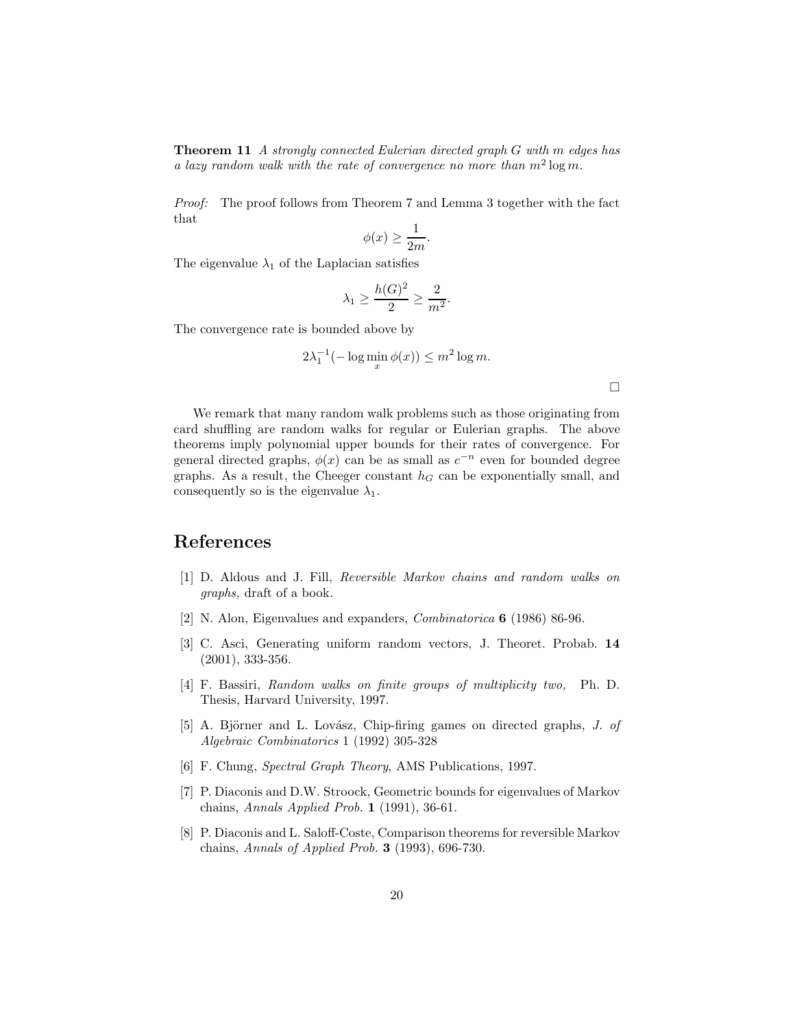**Theorem 11** *A strongly connected Eulerian directed graph $G$ with $m$ edges has a lazy random walk with the rate of convergence no more than $m^2 \log m$.*

*Proof:* The proof follows from Theorem 7 and Lemma 3 together with the fact that

$$\phi(x) \geq \frac{1}{2m}.$$

The eigenvalue $\lambda_1$ of the Laplacian satisfies

$$\lambda_1 \geq \frac{h(G)^2}{2} \geq \frac{2}{m^2}.$$

The convergence rate is bounded above by

$$2\lambda_1^{-1}(-\log \min_x \phi(x)) \leq m^2 \log m.$$

□

We remark that many random walk problems such as those originating from card shuffling are random walks for regular or Eulerian graphs. The above theorems imply polynomial upper bounds for their rates of convergence. For general directed graphs, $\phi(x)$ can be as small as $c^{-n}$ even for bounded degree graphs. As a result, the Cheeger constant $h_G$ can be exponentially small, and consequently so is the eigenvalue $\lambda_1$.

# References

[1] D. Aldous and J. Fill, *Reversible Markov chains and random walks on graphs,* draft of a book.

[2] N. Alon, Eigenvalues and expanders, *Combinatorica* **6** (1986) 86-96.

[3] C. Asci, Generating uniform random vectors, J. Theoret. Probab. **14** (2001), 333-356.

[4] F. Bassiri, *Random walks on finite groups of multiplicity two,* Ph. D. Thesis, Harvard University, 1997.

[5] A. Björner and L. Lovász, Chip-firing games on directed graphs, *J. of Algebraic Combinatorics* 1 (1992) 305-328

[6] F. Chung, *Spectral Graph Theory*, AMS Publications, 1997.

[7] P. Diaconis and D.W. Stroock, Geometric bounds for eigenvalues of Markov chains, *Annals Applied Prob.* **1** (1991), 36-61.

[8] P. Diaconis and L. Saloff-Coste, Comparison theorems for reversible Markov chains, *Annals of Applied Prob.* **3** (1993), 696-730.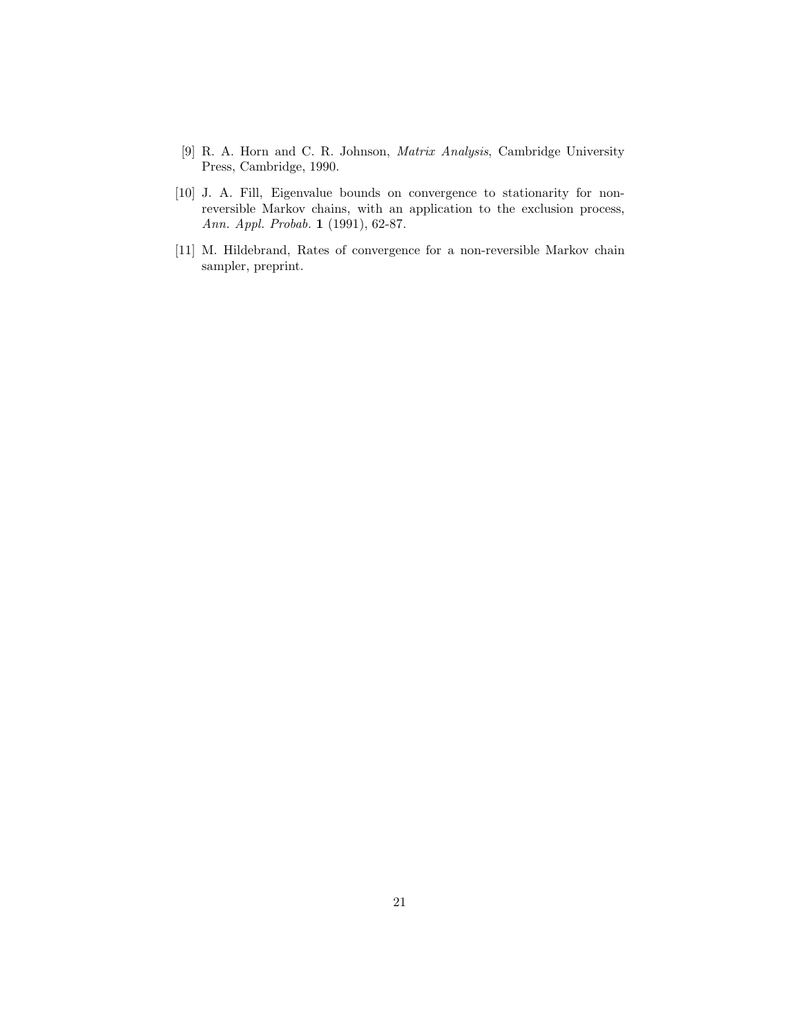[9] R. A. Horn and C. R. Johnson, *Matrix Analysis*, Cambridge University Press, Cambridge, 1990.

[10] J. A. Fill, Eigenvalue bounds on convergence to stationarity for non-reversible Markov chains, with an application to the exclusion process, *Ann. Appl. Probab.* **1** (1991), 62-87.

[11] M. Hildebrand, Rates of convergence for a non-reversible Markov chain sampler, preprint.